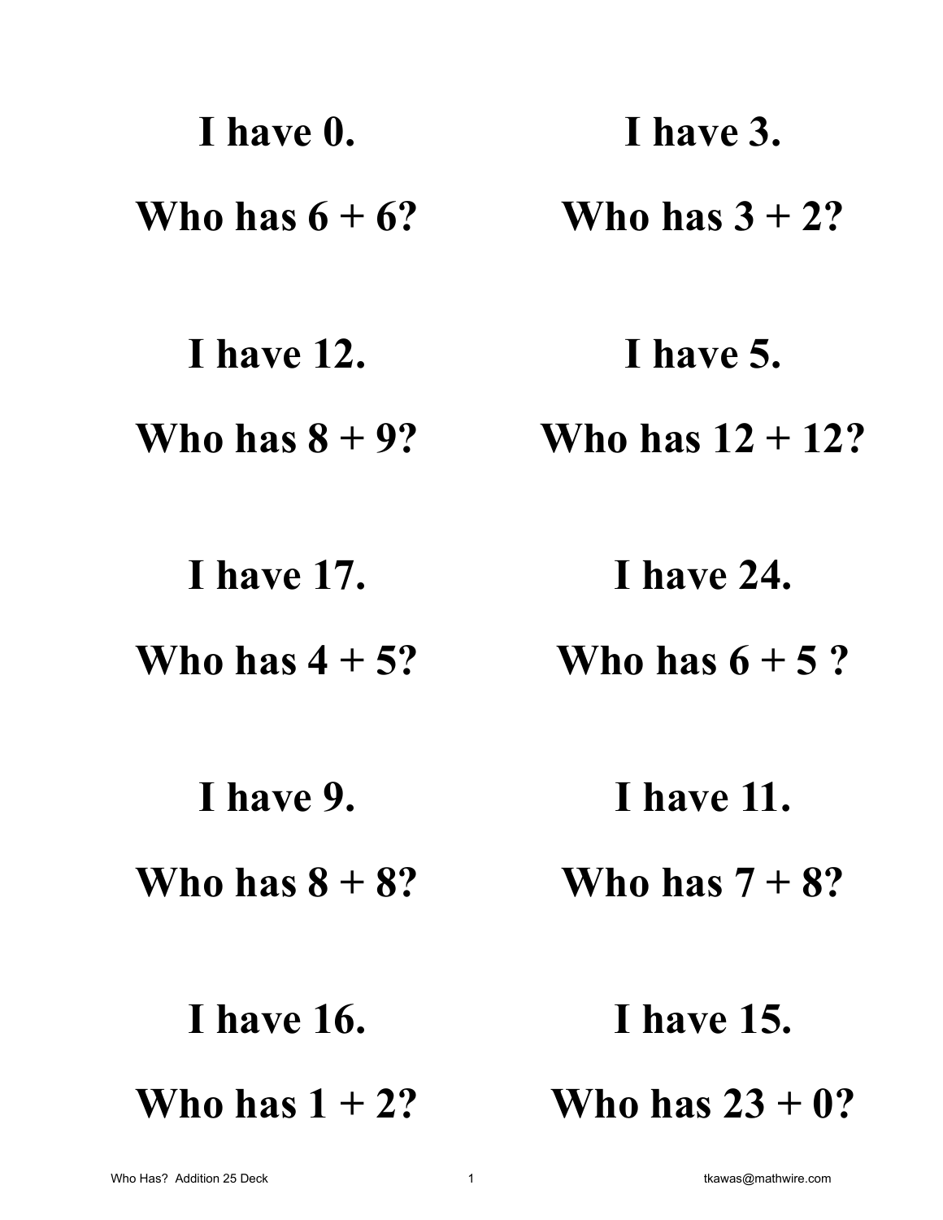**I have 0.**

**Who has 6 + 6?**

**I have 12.**

**Who has 8 + 9?**

**I have 17.**

**Who has 4 + 5?**

**I have 9.**

**Who has 8 + 8?**

**I have 16.**

**Who has 1 + 2?**

**I have 3.**

**Who has 3 + 2?**

**I have 5.**

**Who has 12 + 12?**

**I have 24.**

**Who has 6 + 5 ?**

**I have 11.**

**Who has 7 + 8?**

**I have 15.**

**Who has 23 + 0?**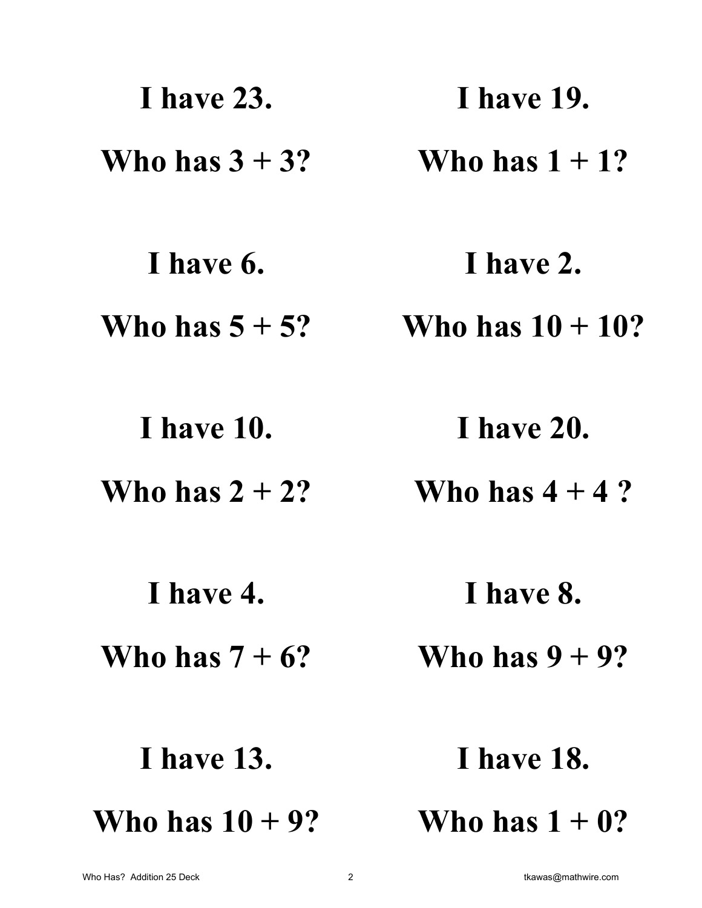**I have 23.**

**Who has 3 + 3?**

**I have 19.**

**Who has 1 + 1?**

**I have 6.**

**Who has 5 + 5?**

**I have 2.**

**Who has 10 + 10?**

**I have 10.**

**Who has 2 + 2?**

**I have 20.**

**Who has 4 + 4 ?**

**I have 4.**

**Who has 7 + 6?**

**I have 8.**

**Who has 9 + 9?**

**I have 13.**

**Who has 10 + 9?**

**I have 18.**

**Who has 1 + 0?**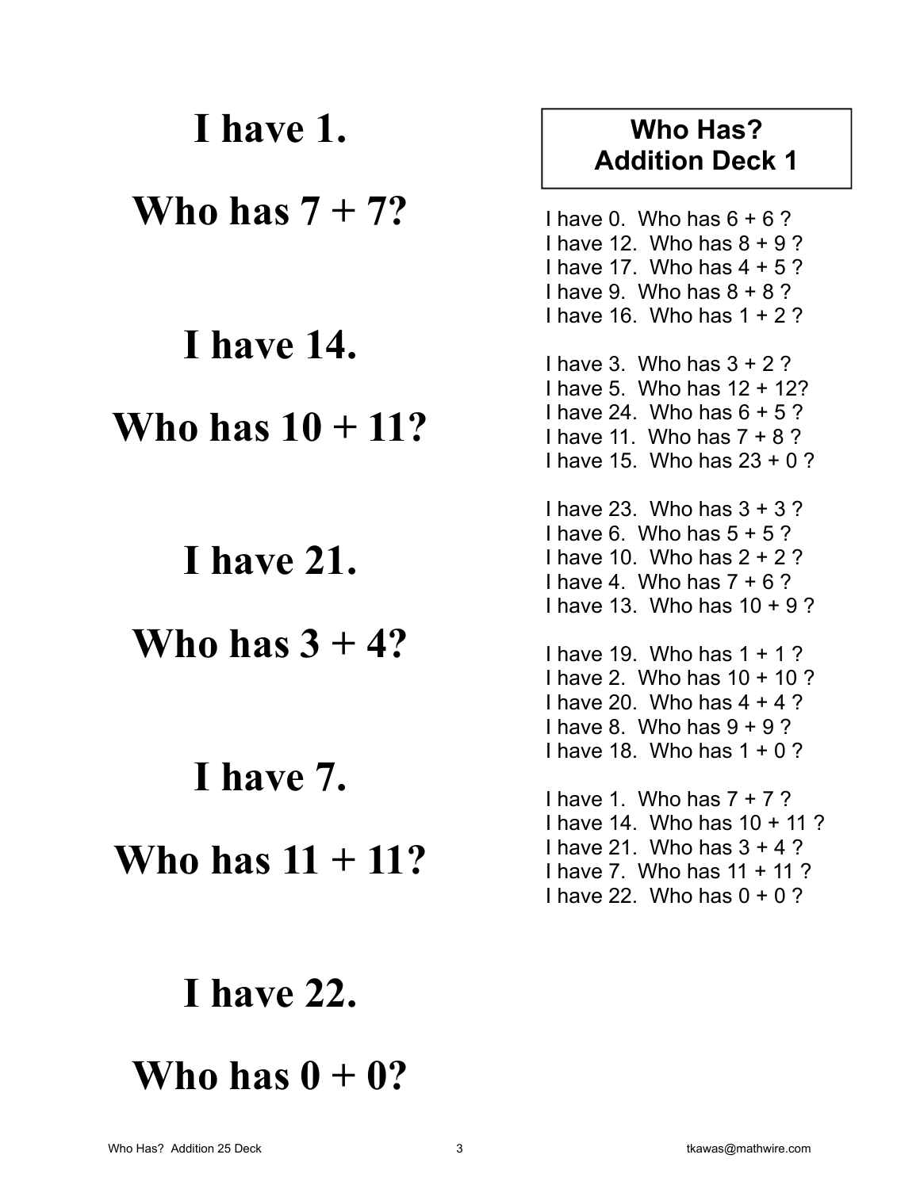**I have 1.**

**Who has 7 + 7?**

**I have 14.**

**Who has 10 + 11?**

**I have 21.**

**Who has 3 + 4?**

**I have 7.**

**Who has 11 + 11?**

**I have 22.**

**Who has 0 + 0?**

## Who Has? Addition Deck 1

I have 0. Who has 6 + 6 ?
I have 12. Who has 8 + 9 ?
I have 17. Who has 4 + 5 ?
I have 9. Who has 8 + 8 ?
I have 16. Who has 1 + 2 ?

I have 3. Who has 3 + 2 ?
I have 5. Who has 12 + 12?
I have 24. Who has 6 + 5 ?
I have 11. Who has 7 + 8 ?
I have 15. Who has 23 + 0 ?

I have 23. Who has 3 + 3 ?
I have 6. Who has 5 + 5 ?
I have 10. Who has 2 + 2 ?
I have 4. Who has 7 + 6 ?
I have 13. Who has 10 + 9 ?

I have 19. Who has 1 + 1 ?
I have 2. Who has 10 + 10 ?
I have 20. Who has 4 + 4 ?
I have 8. Who has 9 + 9 ?
I have 18. Who has 1 + 0 ?

I have 1. Who has 7 + 7 ?
I have 14. Who has 10 + 11 ?
I have 21. Who has 3 + 4 ?
I have 7. Who has 11 + 11 ?
I have 22. Who has 0 + 0 ?